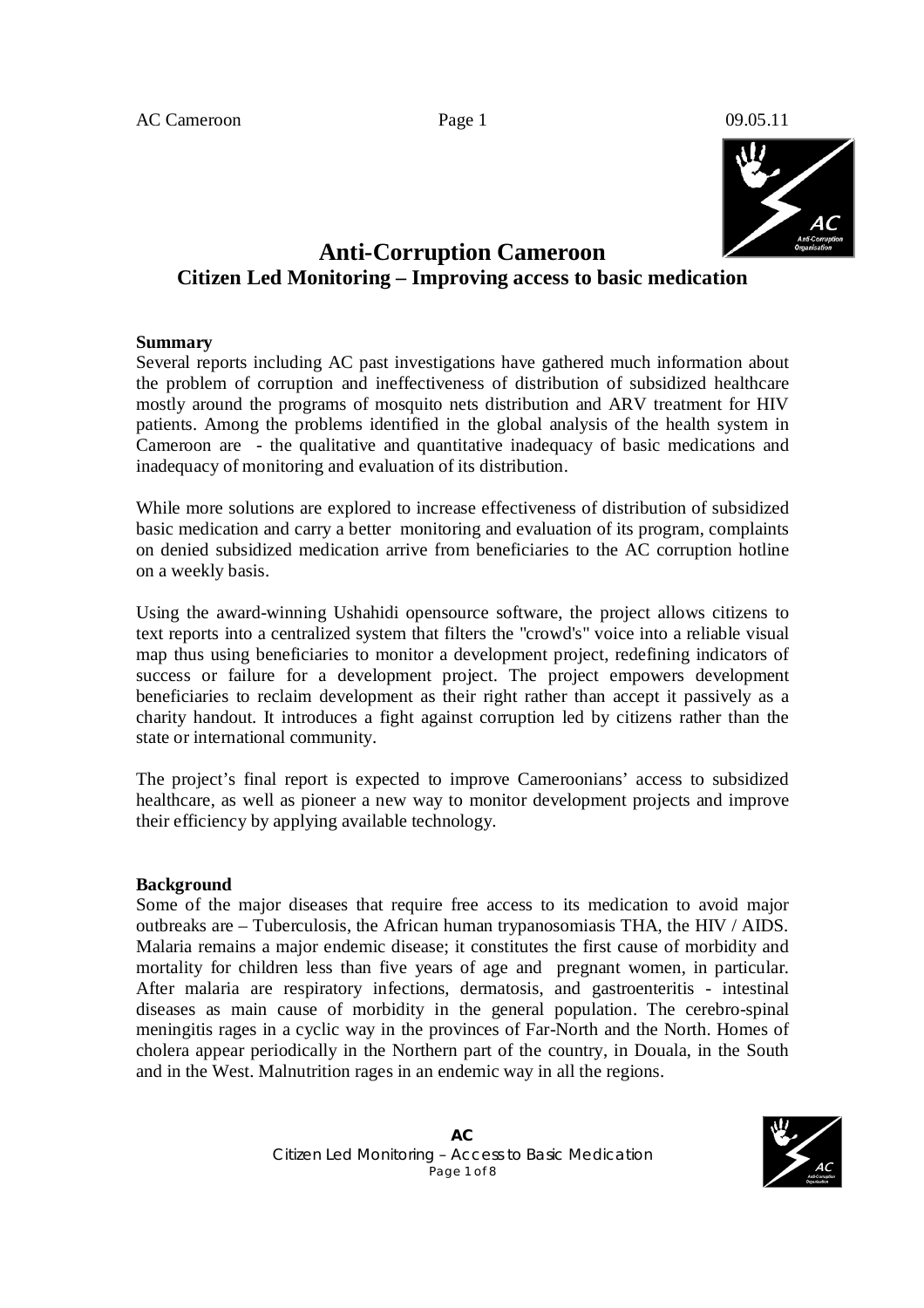# Anti-Corruption Cameroon

## Citizen Led Monitoring – Improving access to basic medication

**Summary**

Several reports including AC past investigations have gathered much information about the problem of corruption and ineffectiveness of distribution of subsidized healthcare mostly around the programs of mosquito nets distribution and ARV treatment for HIV patients. Among the problems identified in the global analysis of the health system in Cameroon are - the qualitative and quantitative inadequacy of basic medications and inadequacy of monitoring and evaluation of its distribution.

While more solutions are explored to increase effectiveness of distribution of subsidized basic medication and carry a better monitoring and evaluation of its program, complaints on denied subsidized medication arrive from beneficiaries to the AC corruption hotline on a weekly basis.

Using the award-winning Ushahidi opensource software, the project allows citizens to text reports into a centralized system that filters the "crowd's" voice into a reliable visual map thus using beneficiaries to monitor a development project, redefining indicators of success or failure for a development project. The project empowers development beneficiaries to reclaim development as their right rather than accept it passively as a charity handout. It introduces a fight against corruption led by citizens rather than the state or international community.

The project's final report is expected to improve Cameroonians' access to subsidized healthcare, as well as pioneer a new way to monitor development projects and improve their efficiency by applying available technology.

**Background**

Some of the major diseases that require free access to its medication to avoid major outbreaks are – Tuberculosis, the African human trypanosomiasis THA, the HIV / AIDS. Malaria remains a major endemic disease; it constitutes the first cause of morbidity and mortality for children less than five years of age and pregnant women, in particular. After malaria are respiratory infections, dermatosis, and gastroenteritis - intestinal diseases as main cause of morbidity in the general population. The cerebro-spinal meningitis rages in a cyclic way in the provinces of Far-North and the North. Homes of cholera appear periodically in the Northern part of the country, in Douala, in the South and in the West. Malnutrition rages in an endemic way in all the regions.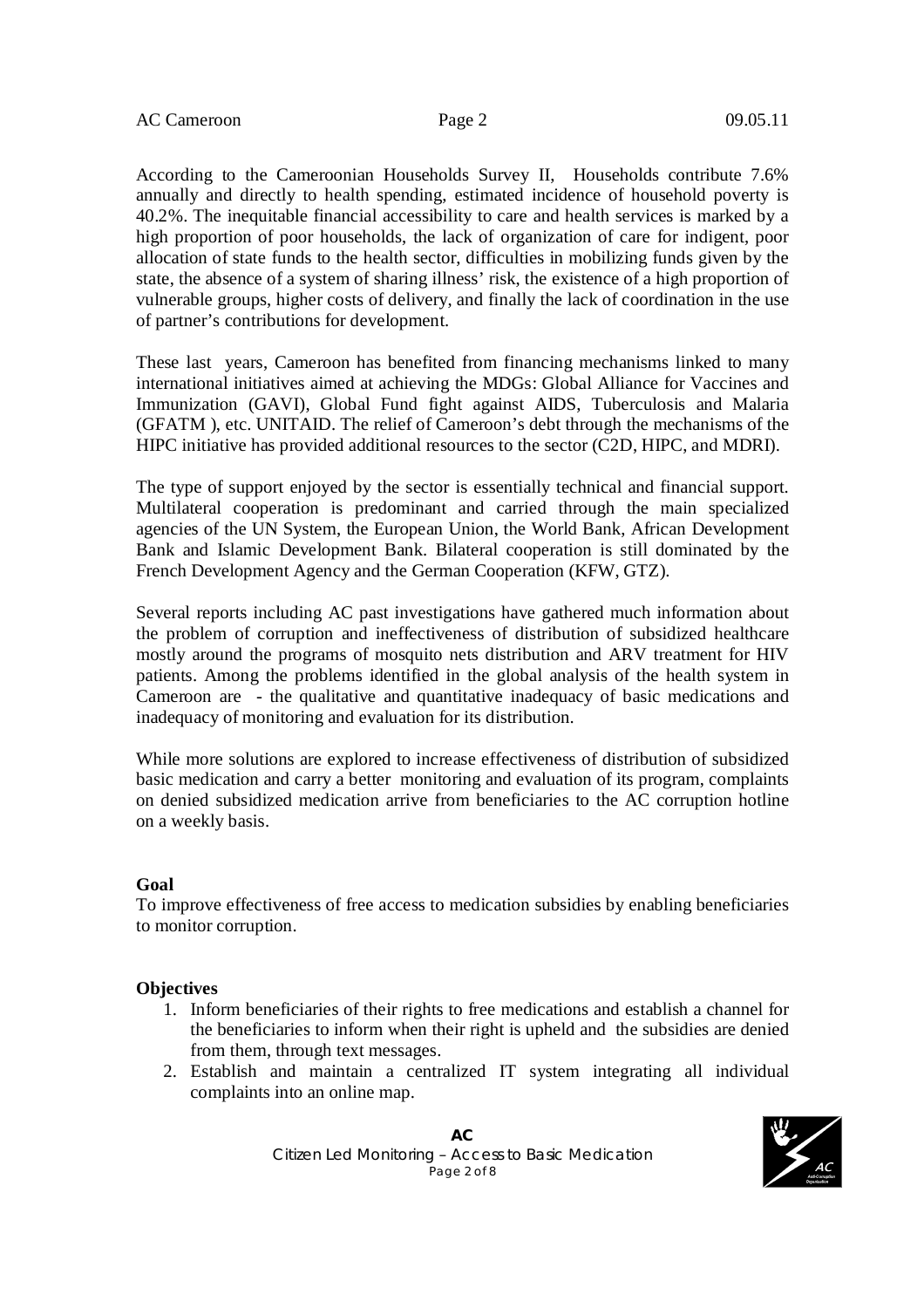According to the Cameroonian Households Survey II, Households contribute 7.6% annually and directly to health spending, estimated incidence of household poverty is 40.2%. The inequitable financial accessibility to care and health services is marked by a high proportion of poor households, the lack of organization of care for indigent, poor allocation of state funds to the health sector, difficulties in mobilizing funds given by the state, the absence of a system of sharing illness' risk, the existence of a high proportion of vulnerable groups, higher costs of delivery, and finally the lack of coordination in the use of partner's contributions for development.

These last years, Cameroon has benefited from financing mechanisms linked to many international initiatives aimed at achieving the MDGs: Global Alliance for Vaccines and Immunization (GAVI), Global Fund fight against AIDS, Tuberculosis and Malaria (GFATM ), etc. UNITAID. The relief of Cameroon's debt through the mechanisms of the HIPC initiative has provided additional resources to the sector (C2D, HIPC, and MDRI).

The type of support enjoyed by the sector is essentially technical and financial support. Multilateral cooperation is predominant and carried through the main specialized agencies of the UN System, the European Union, the World Bank, African Development Bank and Islamic Development Bank. Bilateral cooperation is still dominated by the French Development Agency and the German Cooperation (KFW, GTZ).

Several reports including AC past investigations have gathered much information about the problem of corruption and ineffectiveness of distribution of subsidized healthcare mostly around the programs of mosquito nets distribution and ARV treatment for HIV patients. Among the problems identified in the global analysis of the health system in Cameroon are - the qualitative and quantitative inadequacy of basic medications and inadequacy of monitoring and evaluation for its distribution.

While more solutions are explored to increase effectiveness of distribution of subsidized basic medication and carry a better monitoring and evaluation of its program, complaints on denied subsidized medication arrive from beneficiaries to the AC corruption hotline on a weekly basis.

**Goal**

To improve effectiveness of free access to medication subsidies by enabling beneficiaries to monitor corruption.

**Objectives**

1. Inform beneficiaries of their rights to free medications and establish a channel for the beneficiaries to inform when their right is upheld and the subsidies are denied from them, through text messages.
2. Establish and maintain a centralized IT system integrating all individual complaints into an online map.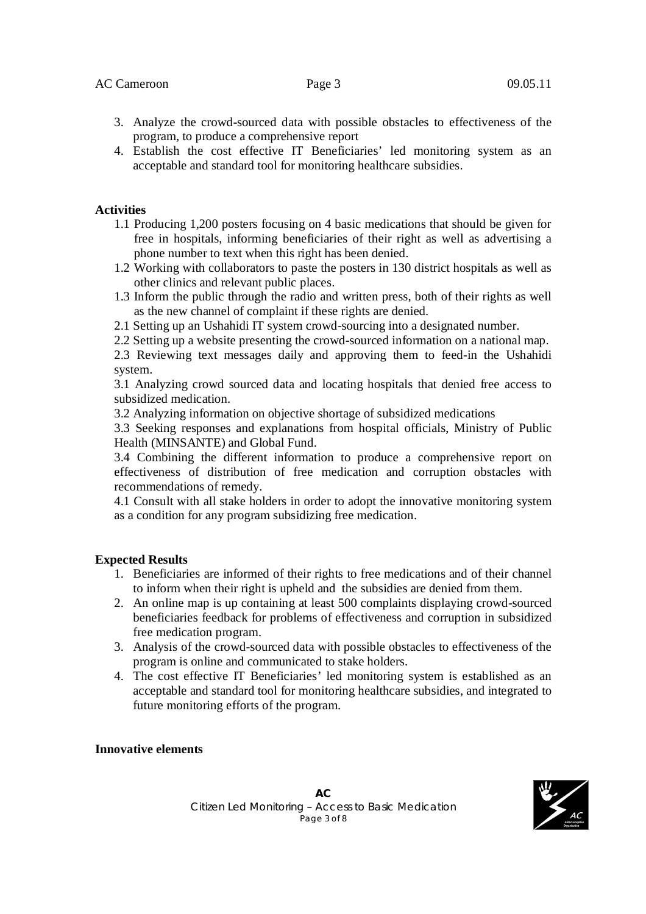3. Analyze the crowd-sourced data with possible obstacles to effectiveness of the program, to produce a comprehensive report
4. Establish the cost effective IT Beneficiaries' led monitoring system as an acceptable and standard tool for monitoring healthcare subsidies.

**Activities**

1.1 Producing 1,200 posters focusing on 4 basic medications that should be given for free in hospitals, informing beneficiaries of their right as well as advertising a phone number to text when this right has been denied.

1.2 Working with collaborators to paste the posters in 130 district hospitals as well as other clinics and relevant public places.

1.3 Inform the public through the radio and written press, both of their rights as well as the new channel of complaint if these rights are denied.

2.1 Setting up an Ushahidi IT system crowd-sourcing into a designated number.

2.2 Setting up a website presenting the crowd-sourced information on a national map.

2.3 Reviewing text messages daily and approving them to feed-in the Ushahidi system.

3.1 Analyzing crowd sourced data and locating hospitals that denied free access to subsidized medication.

3.2 Analyzing information on objective shortage of subsidized medications

3.3 Seeking responses and explanations from hospital officials, Ministry of Public Health (MINSANTE) and Global Fund.

3.4 Combining the different information to produce a comprehensive report on effectiveness of distribution of free medication and corruption obstacles with recommendations of remedy.

4.1 Consult with all stake holders in order to adopt the innovative monitoring system as a condition for any program subsidizing free medication.

**Expected Results**

1. Beneficiaries are informed of their rights to free medications and of their channel to inform when their right is upheld and the subsidies are denied from them.
2. An online map is up containing at least 500 complaints displaying crowd-sourced beneficiaries feedback for problems of effectiveness and corruption in subsidized free medication program.
3. Analysis of the crowd-sourced data with possible obstacles to effectiveness of the program is online and communicated to stake holders.
4. The cost effective IT Beneficiaries' led monitoring system is established as an acceptable and standard tool for monitoring healthcare subsidies, and integrated to future monitoring efforts of the program.

**Innovative elements**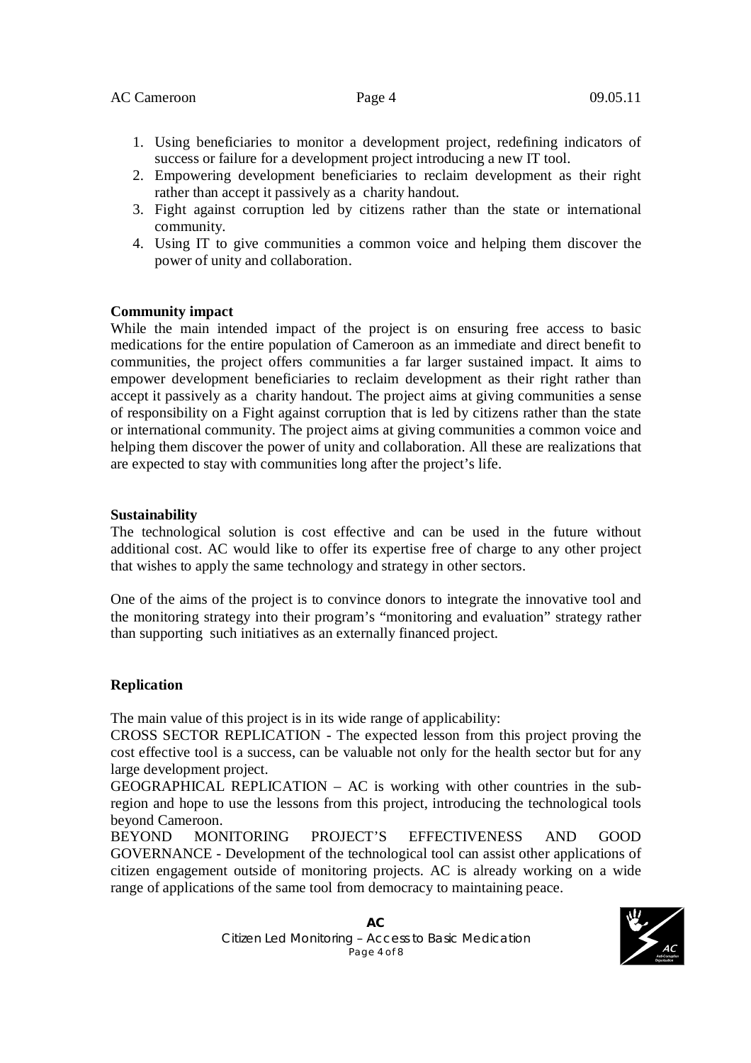1. Using beneficiaries to monitor a development project, redefining indicators of success or failure for a development project introducing a new IT tool.
2. Empowering development beneficiaries to reclaim development as their right rather than accept it passively as a charity handout.
3. Fight against corruption led by citizens rather than the state or international community.
4. Using IT to give communities a common voice and helping them discover the power of unity and collaboration.

**Community impact**

While the main intended impact of the project is on ensuring free access to basic medications for the entire population of Cameroon as an immediate and direct benefit to communities, the project offers communities a far larger sustained impact. It aims to empower development beneficiaries to reclaim development as their right rather than accept it passively as a charity handout. The project aims at giving communities a sense of responsibility on a Fight against corruption that is led by citizens rather than the state or international community. The project aims at giving communities a common voice and helping them discover the power of unity and collaboration. All these are realizations that are expected to stay with communities long after the project's life.

**Sustainability**

The technological solution is cost effective and can be used in the future without additional cost. AC would like to offer its expertise free of charge to any other project that wishes to apply the same technology and strategy in other sectors.

One of the aims of the project is to convince donors to integrate the innovative tool and the monitoring strategy into their program's "monitoring and evaluation" strategy rather than supporting such initiatives as an externally financed project.

**Replication**

The main value of this project is in its wide range of applicability:

CROSS SECTOR REPLICATION - The expected lesson from this project proving the cost effective tool is a success, can be valuable not only for the health sector but for any large development project.

GEOGRAPHICAL REPLICATION – AC is working with other countries in the sub-region and hope to use the lessons from this project, introducing the technological tools beyond Cameroon.

BEYOND MONITORING PROJECT'S EFFECTIVENESS AND GOOD GOVERNANCE - Development of the technological tool can assist other applications of citizen engagement outside of monitoring projects. AC is already working on a wide range of applications of the same tool from democracy to maintaining peace.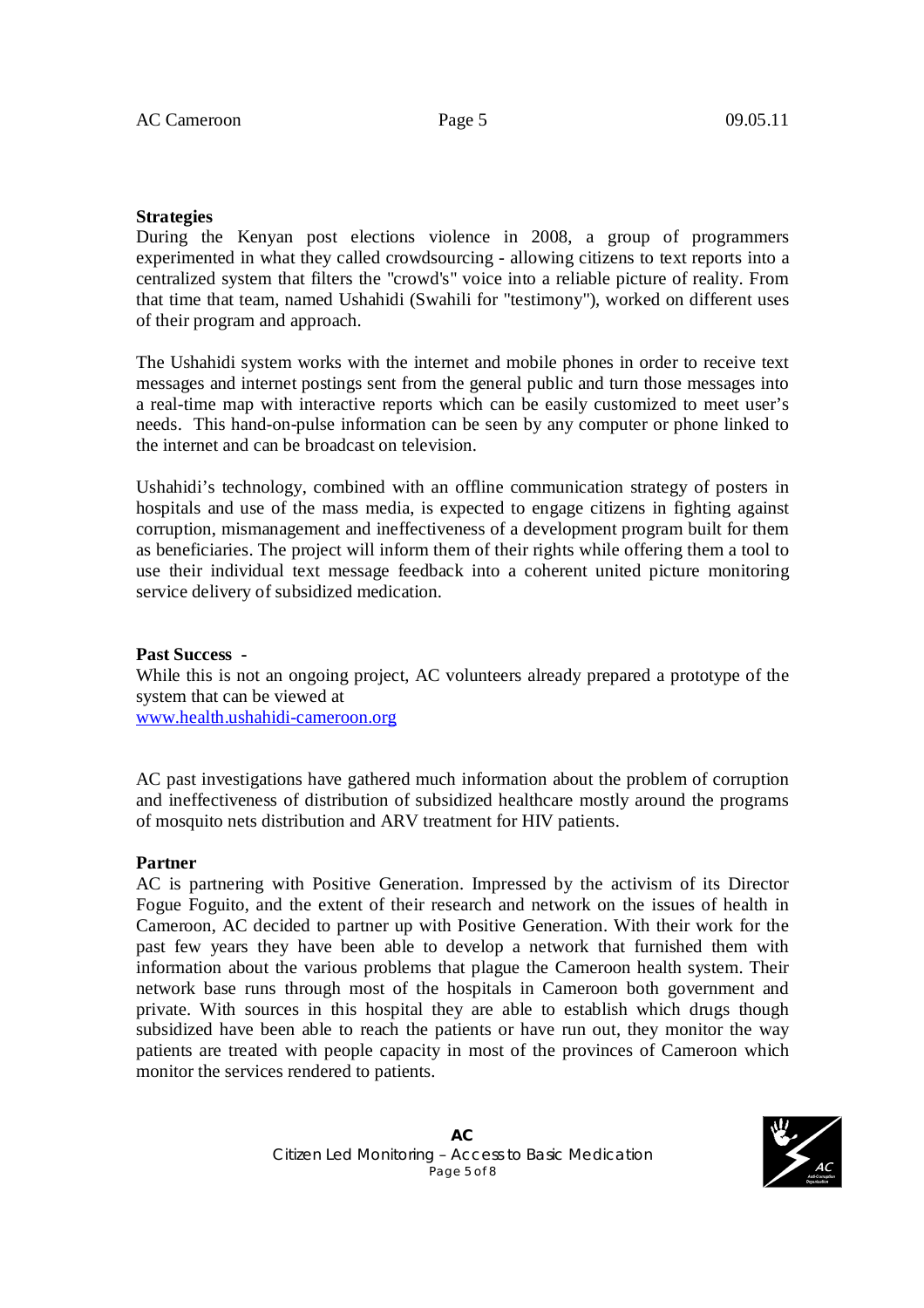**Strategies**

During the Kenyan post elections violence in 2008, a group of programmers experimented in what they called crowdsourcing - allowing citizens to text reports into a centralized system that filters the "crowd's" voice into a reliable picture of reality. From that time that team, named Ushahidi (Swahili for "testimony"), worked on different uses of their program and approach.

The Ushahidi system works with the internet and mobile phones in order to receive text messages and internet postings sent from the general public and turn those messages into a real-time map with interactive reports which can be easily customized to meet user's needs. This hand-on-pulse information can be seen by any computer or phone linked to the internet and can be broadcast on television.

Ushahidi's technology, combined with an offline communication strategy of posters in hospitals and use of the mass media, is expected to engage citizens in fighting against corruption, mismanagement and ineffectiveness of a development program built for them as beneficiaries. The project will inform them of their rights while offering them a tool to use their individual text message feedback into a coherent united picture monitoring service delivery of subsidized medication.

**Past Success -**

While this is not an ongoing project, AC volunteers already prepared a prototype of the system that can be viewed at
[www.health.ushahidi-cameroon.org](http://www.health.ushahidi-cameroon.org)

AC past investigations have gathered much information about the problem of corruption and ineffectiveness of distribution of subsidized healthcare mostly around the programs of mosquito nets distribution and ARV treatment for HIV patients.

**Partner**

AC is partnering with Positive Generation. Impressed by the activism of its Director Fogue Foguito, and the extent of their research and network on the issues of health in Cameroon, AC decided to partner up with Positive Generation. With their work for the past few years they have been able to develop a network that furnished them with information about the various problems that plague the Cameroon health system. Their network base runs through most of the hospitals in Cameroon both government and private. With sources in this hospital they are able to establish which drugs though subsidized have been able to reach the patients or have run out, they monitor the way patients are treated with people capacity in most of the provinces of Cameroon which monitor the services rendered to patients.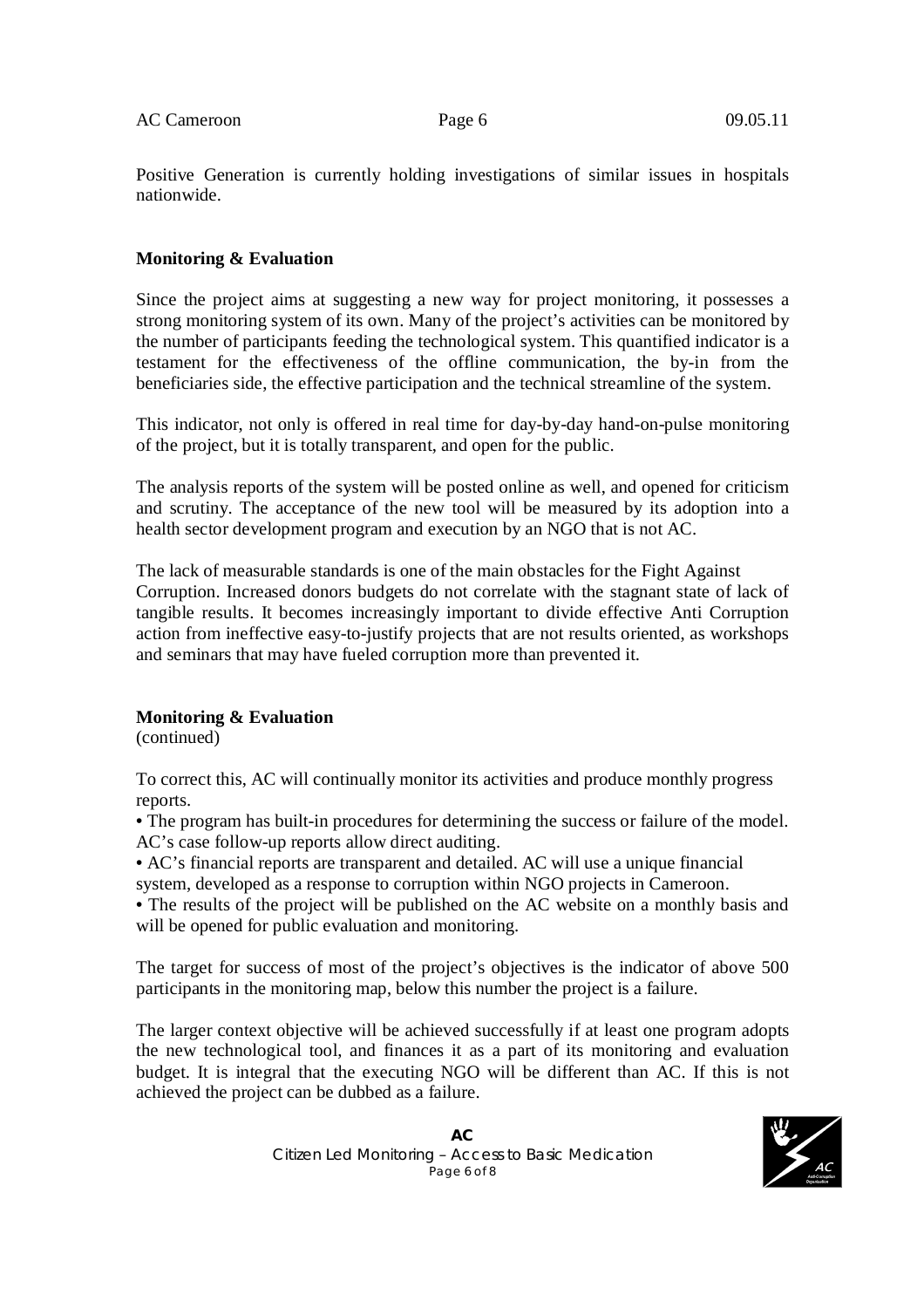Positive Generation is currently holding investigations of similar issues in hospitals nationwide.

**Monitoring & Evaluation**

Since the project aims at suggesting a new way for project monitoring, it possesses a strong monitoring system of its own. Many of the project's activities can be monitored by the number of participants feeding the technological system. This quantified indicator is a testament for the effectiveness of the offline communication, the by-in from the beneficiaries side, the effective participation and the technical streamline of the system.

This indicator, not only is offered in real time for day-by-day hand-on-pulse monitoring of the project, but it is totally transparent, and open for the public.

The analysis reports of the system will be posted online as well, and opened for criticism and scrutiny. The acceptance of the new tool will be measured by its adoption into a health sector development program and execution by an NGO that is not AC.

The lack of measurable standards is one of the main obstacles for the Fight Against Corruption. Increased donors budgets do not correlate with the stagnant state of lack of tangible results. It becomes increasingly important to divide effective Anti Corruption action from ineffective easy-to-justify projects that are not results oriented, as workshops and seminars that may have fueled corruption more than prevented it.

**Monitoring & Evaluation**
(continued)

To correct this, AC will continually monitor its activities and produce monthly progress reports.

- The program has built-in procedures for determining the success or failure of the model. AC's case follow-up reports allow direct auditing.
- AC's financial reports are transparent and detailed. AC will use a unique financial system, developed as a response to corruption within NGO projects in Cameroon.
- The results of the project will be published on the AC website on a monthly basis and will be opened for public evaluation and monitoring.

The target for success of most of the project's objectives is the indicator of above 500 participants in the monitoring map, below this number the project is a failure.

The larger context objective will be achieved successfully if at least one program adopts the new technological tool, and finances it as a part of its monitoring and evaluation budget. It is integral that the executing NGO will be different than AC. If this is not achieved the project can be dubbed as a failure.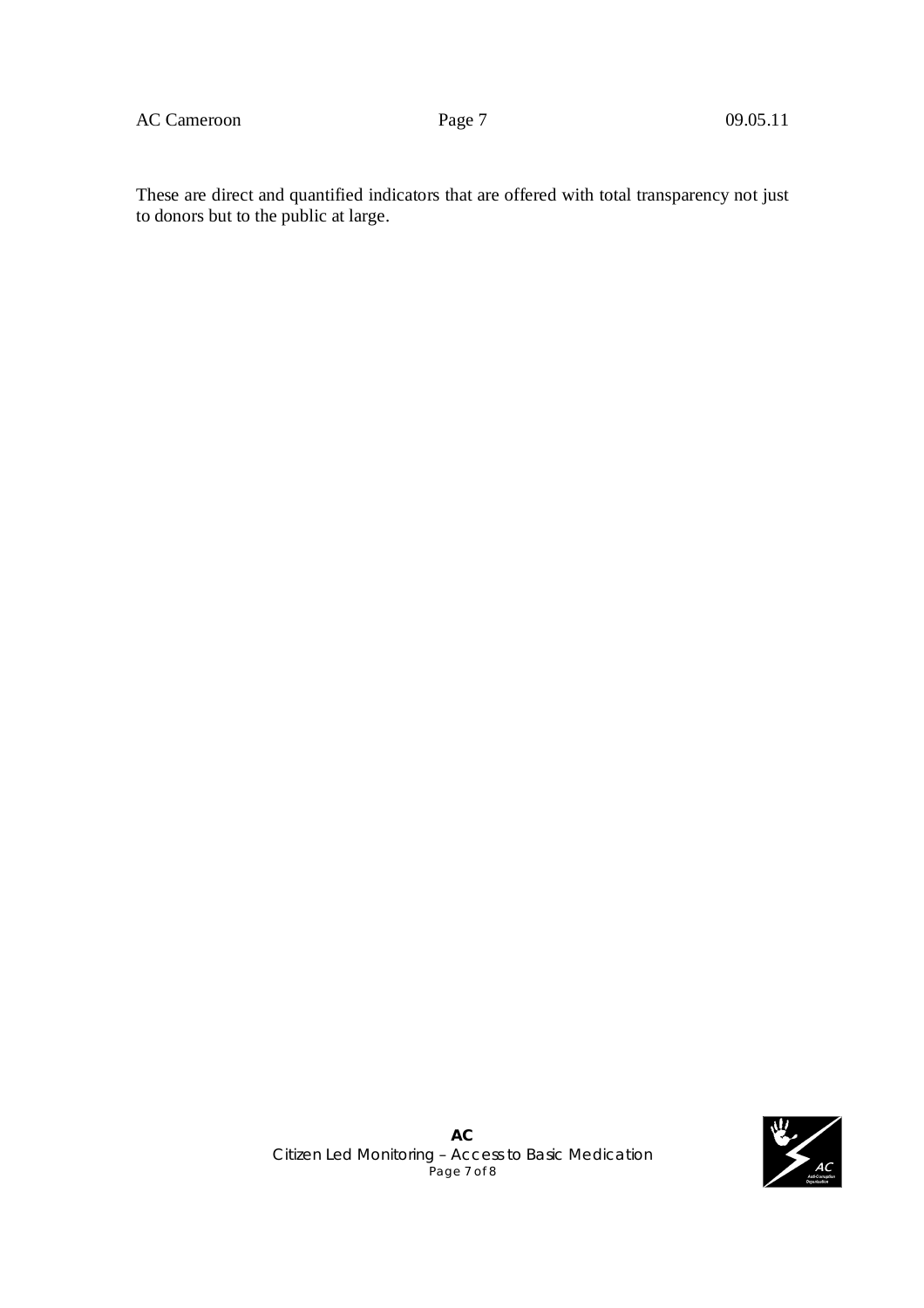These are direct and quantified indicators that are offered with total transparency not just to donors but to the public at large.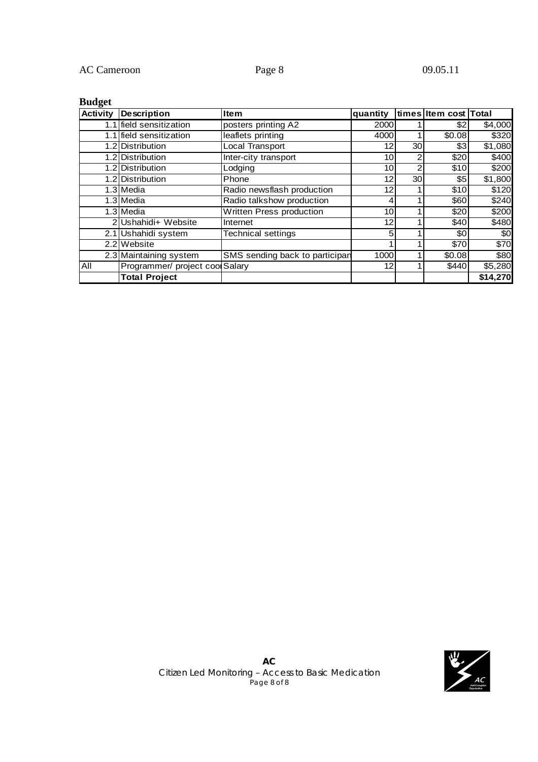**Budget**

| Activity | Description | Item | quantity | times | Item cost | Total |
|---|---|---|---|---|---|---|
| 1.1 | field sensitization | posters printing A2 | 2000 | 1 | $2 | $4,000 |
| 1.1 | field sensitization | leaflets printing | 4000 | 1 | $0.08 | $320 |
| 1.2 | Distribution | Local Transport | 12 | 30 | $3 | $1,080 |
| 1.2 | Distribution | Inter-city transport | 10 | 2 | $20 | $400 |
| 1.2 | Distribution | Lodging | 10 | 2 | $10 | $200 |
| 1.2 | Distribution | Phone | 12 | 30 | $5 | $1,800 |
| 1.3 | Media | Radio newsflash production | 12 | 1 | $10 | $120 |
| 1.3 | Media | Radio talkshow production | 4 | 1 | $60 | $240 |
| 1.3 | Media | Written Press production | 10 | 1 | $20 | $200 |
| 2 | Ushahidi+ Website | Internet | 12 | 1 | $40 | $480 |
| 2.1 | Ushahidi system | Technical settings | 5 | 1 | $0 | $0 |
| 2.2 | Website | | 1 | 1 | $70 | $70 |
| 2.3 | Maintaining system | SMS sending back to participan | 1000 | 1 | $0.08 | $80 |
| All | Programmer/ project coo | Salary | 12 | 1 | $440 | $5,280 |
| | **Total Project** | | | | | **$14,270** |